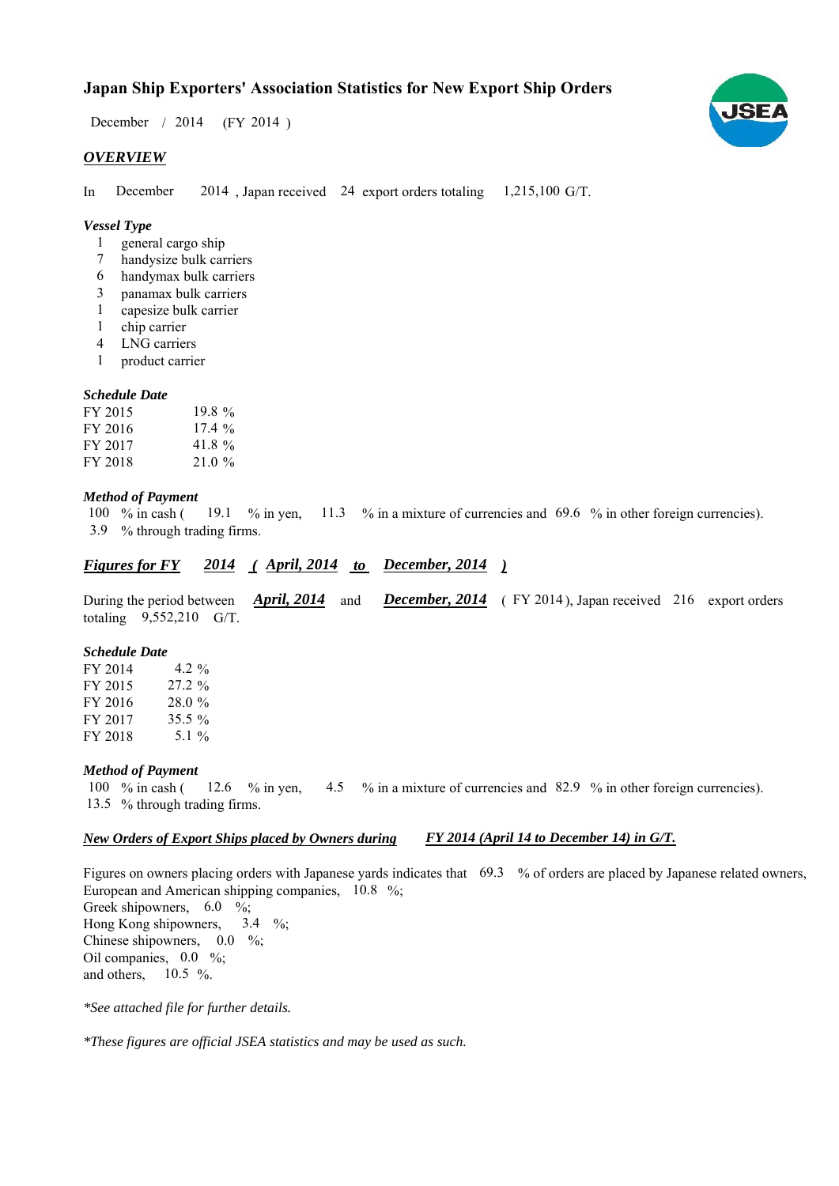# Japan Ship Exporters' Association Statistics for New Export Ship Orders

December / 2014 (FY 2014 )

## *OVERVIEW*

In December 2014 , Japan received 24 export orders totaling 1,215,100 G/T.

### *Vessel Type*

1 general cargo ship
7 handysize bulk carriers
6 handymax bulk carriers
3 panamax bulk carriers
1 capesize bulk carrier
1 chip carrier
4 LNG carriers
1 product carrier

### *Schedule Date*

| | |
|---|---|
| FY 2015 | 19.8 % |
| FY 2016 | 17.4 % |
| FY 2017 | 41.8 % |
| FY 2018 | 21.0 % |

### *Method of Payment*

100 % in cash ( 19.1 % in yen, 11.3 % in a mixture of currencies and 69.6 % in other foreign currencies).
3.9 % through trading firms.

## ***Figures for FY 2014 ( April, 2014 to December, 2014 )***

During the period between ***April, 2014*** and ***December, 2014*** ( FY 2014 ), Japan received 216 export orders totaling 9,552,210 G/T.

### *Schedule Date*

| | |
|---|---|
| FY 2014 | 4.2 % |
| FY 2015 | 27.2 % |
| FY 2016 | 28.0 % |
| FY 2017 | 35.5 % |
| FY 2018 | 5.1 % |

### *Method of Payment*

100 % in cash ( 12.6 % in yen, 4.5 % in a mixture of currencies and 82.9 % in other foreign currencies).
13.5 % through trading firms.

### ***New Orders of Export Ships placed by Owners during FY 2014 (April 14 to December 14) in G/T.***

Figures on owners placing orders with Japanese yards indicates that 69.3 % of orders are placed by Japanese related owners,
European and American shipping companies, 10.8 %;
Greek shipowners, 6.0 %;
Hong Kong shipowners, 3.4 %;
Chinese shipowners, 0.0 %;
Oil companies, 0.0 %;
and others, 10.5 %.

*\*See attached file for further details.*

*\*These figures are official JSEA statistics and may be used as such.*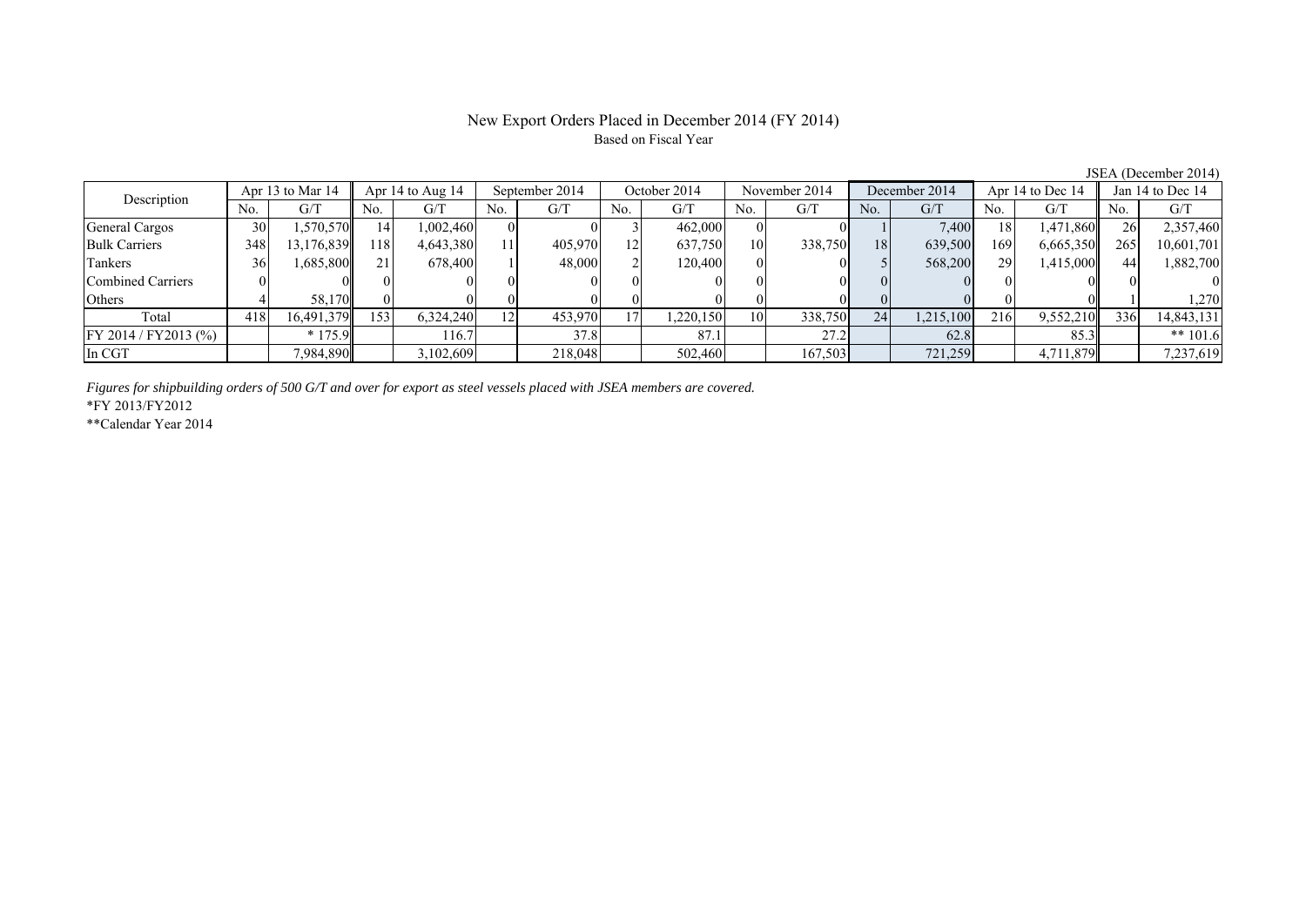# New Export Orders Placed in December 2014 (FY 2014)

Based on Fiscal Year

JSEA (December 2014)

| Description | Apr 13 to Mar 14 | | Apr 14 to Aug 14 | | September 2014 | | October 2014 | | November 2014 | | December 2014 | | Apr 14 to Dec 14 | | Jan 14 to Dec 14 | |
|---|---|---|---|---|---|---|---|---|---|---|---|---|---|---|---|---|
| | No. | G/T | No. | G/T | No. | G/T | No. | G/T | No. | G/T | No. | G/T | No. | G/T | No. | G/T |
| General Cargos | 30 | 1,570,570 | 14 | 1,002,460 | 0 | 0 | 3 | 462,000 | 0 | 0 | 1 | 7,400 | 18 | 1,471,860 | 26 | 2,357,460 |
| Bulk Carriers | 348 | 13,176,839 | 118 | 4,643,380 | 11 | 405,970 | 12 | 637,750 | 10 | 338,750 | 18 | 639,500 | 169 | 6,665,350 | 265 | 10,601,701 |
| Tankers | 36 | 1,685,800 | 21 | 678,400 | 1 | 48,000 | 2 | 120,400 | 0 | 0 | 5 | 568,200 | 29 | 1,415,000 | 44 | 1,882,700 |
| Combined Carriers | 0 | 0 | 0 | 0 | 0 | 0 | 0 | 0 | 0 | 0 | 0 | 0 | 0 | 0 | 0 | 0 |
| Others | 4 | 58,170 | 0 | 0 | 0 | 0 | 0 | 0 | 0 | 0 | 0 | 0 | 0 | 0 | 1 | 1,270 |
| Total | 418 | 16,491,379 | 153 | 6,324,240 | 12 | 453,970 | 17 | 1,220,150 | 10 | 338,750 | 24 | 1,215,100 | 216 | 9,552,210 | 336 | 14,843,131 |
| FY 2014 / FY2013 (%) | | * 175.9 | | 116.7 | | 37.8 | | 87.1 | | 27.2 | | 62.8 | | 85.3 | | ** 101.6 |
| In CGT | | 7,984,890 | | 3,102,609 | | 218,048 | | 502,460 | | 167,503 | | 721,259 | | 4,711,879 | | 7,237,619 |

*Figures for shipbuilding orders of 500 G/T and over for export as steel vessels placed with JSEA members are covered.*

*FY 2013/FY2012

**Calendar Year 2014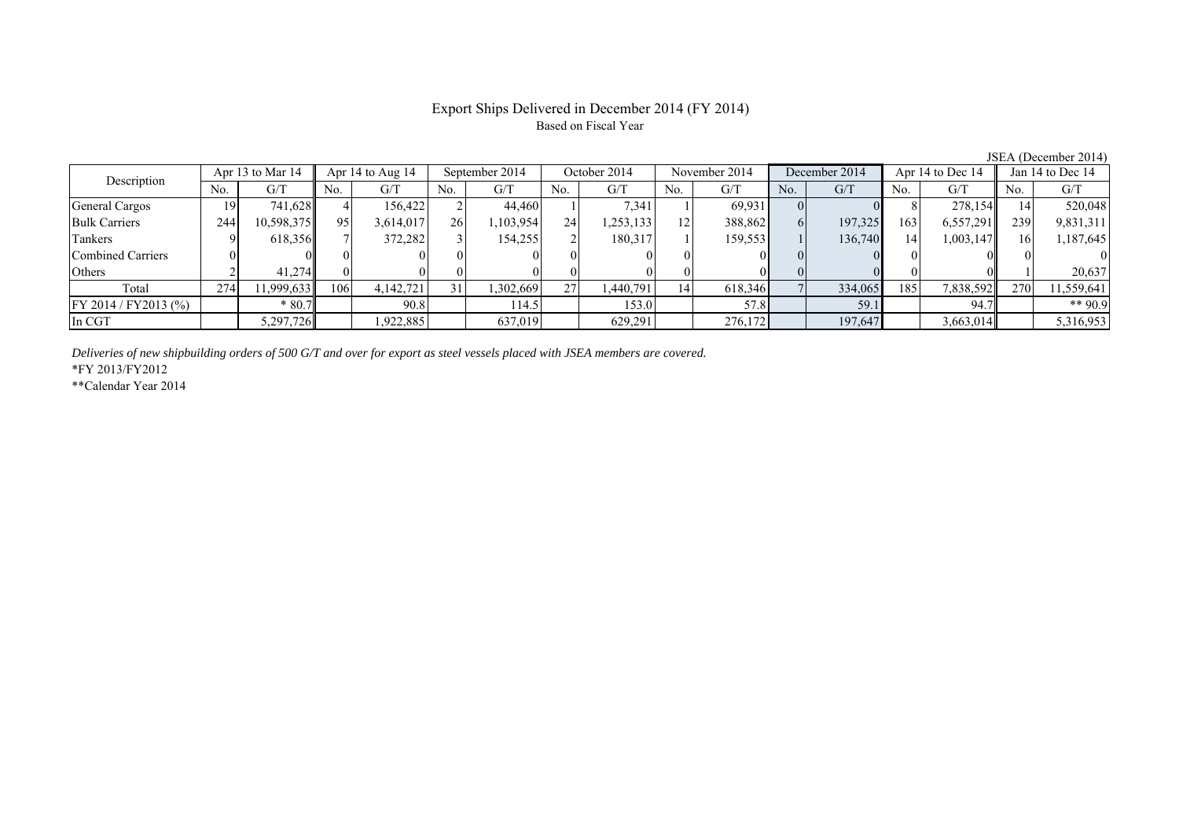# Export Ships Delivered in December 2014 (FY 2014)

Based on Fiscal Year

JSEA (December 2014)

| Description | Apr 13 to Mar 14 | | Apr 14 to Aug 14 | | September 2014 | | October 2014 | | November 2014 | | December 2014 | | Apr 14 to Dec 14 | | Jan 14 to Dec 14 | |
|---|---|---|---|---|---|---|---|---|---|---|---|---|---|---|---|---|
| | No. | G/T | No. | G/T | No. | G/T | No. | G/T | No. | G/T | No. | G/T | No. | G/T | No. | G/T |
| General Cargos | 19 | 741,628 | 4 | 156,422 | 2 | 44,460 | 1 | 7,341 | 1 | 69,931 | 0 | 0 | 8 | 278,154 | 14 | 520,048 |
| Bulk Carriers | 244 | 10,598,375 | 95 | 3,614,017 | 26 | 1,103,954 | 24 | 1,253,133 | 12 | 388,862 | 6 | 197,325 | 163 | 6,557,291 | 239 | 9,831,311 |
| Tankers | 9 | 618,356 | 7 | 372,282 | 3 | 154,255 | 2 | 180,317 | 1 | 159,553 | 1 | 136,740 | 14 | 1,003,147 | 16 | 1,187,645 |
| Combined Carriers | 0 | 0 | 0 | 0 | 0 | 0 | 0 | 0 | 0 | 0 | 0 | 0 | 0 | 0 | 0 | 0 |
| Others | 2 | 41,274 | 0 | 0 | 0 | 0 | 0 | 0 | 0 | 0 | 0 | 0 | 0 | 0 | 1 | 20,637 |
| Total | 274 | 11,999,633 | 106 | 4,142,721 | 31 | 1,302,669 | 27 | 1,440,791 | 14 | 618,346 | 7 | 334,065 | 185 | 7,838,592 | 270 | 11,559,641 |
| FY 2014 / FY2013 (%) | | * 80.7 | | 90.8 | | 114.5 | | 153.0 | | 57.8 | | 59.1 | | 94.7 | | ** 90.9 |
| In CGT | | 5,297,726 | | 1,922,885 | | 637,019 | | 629,291 | | 276,172 | | 197,647 | | 3,663,014 | | 5,316,953 |

*Deliveries of new shipbuilding orders of 500 G/T and over for export as steel vessels placed with JSEA members are covered.*

*FY 2013/FY2012

**Calendar Year 2014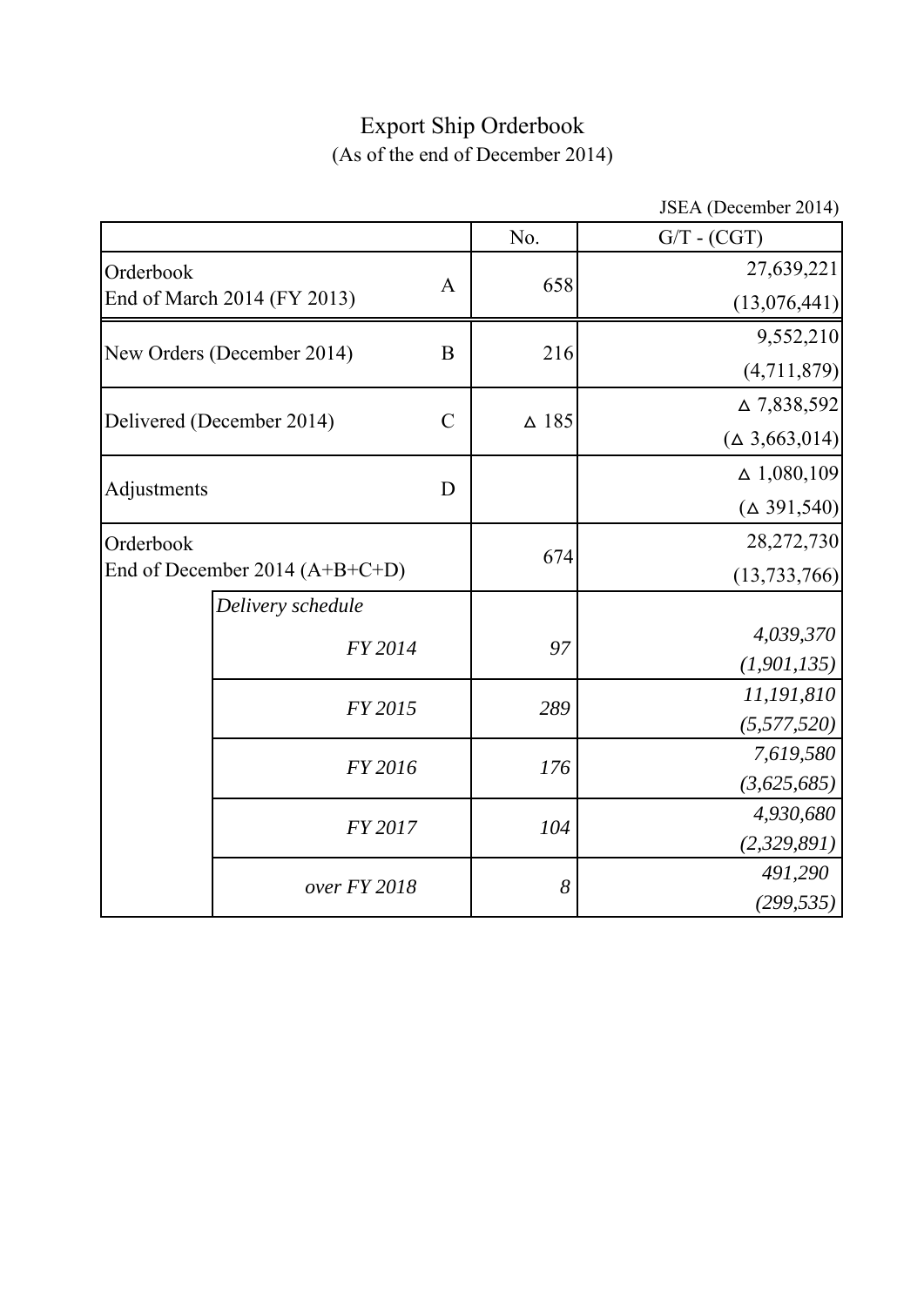# Export Ship Orderbook

(As of the end of December 2014)

JSEA (December 2014)

| | | | No. | G/T - (CGT) |
|---|---|---|---|---|
| Orderbook<br>End of March 2014 (FY 2013) | | A | 658 | 27,639,221<br>(13,076,441) |
| New Orders (December 2014) | | B | 216 | 9,552,210<br>(4,711,879) |
| Delivered (December 2014) | | C | △ 185 | △ 7,838,592<br>(△ 3,663,014) |
| Adjustments | | D | | △ 1,080,109<br>(△ 391,540) |
| Orderbook<br>End of December 2014 (A+B+C+D) | | | 674 | 28,272,730<br>(13,733,766) |
| | *Delivery schedule*<br>*FY 2014* | | *97* | *4,039,370*<br>*(1,901,135)* |
| | *FY 2015* | | *289* | *11,191,810*<br>*(5,577,520)* |
| | *FY 2016* | | *176* | *7,619,580*<br>*(3,625,685)* |
| | *FY 2017* | | *104* | *4,930,680*<br>*(2,329,891)* |
| | *over FY 2018* | | *8* | *491,290*<br>*(299,535)* |